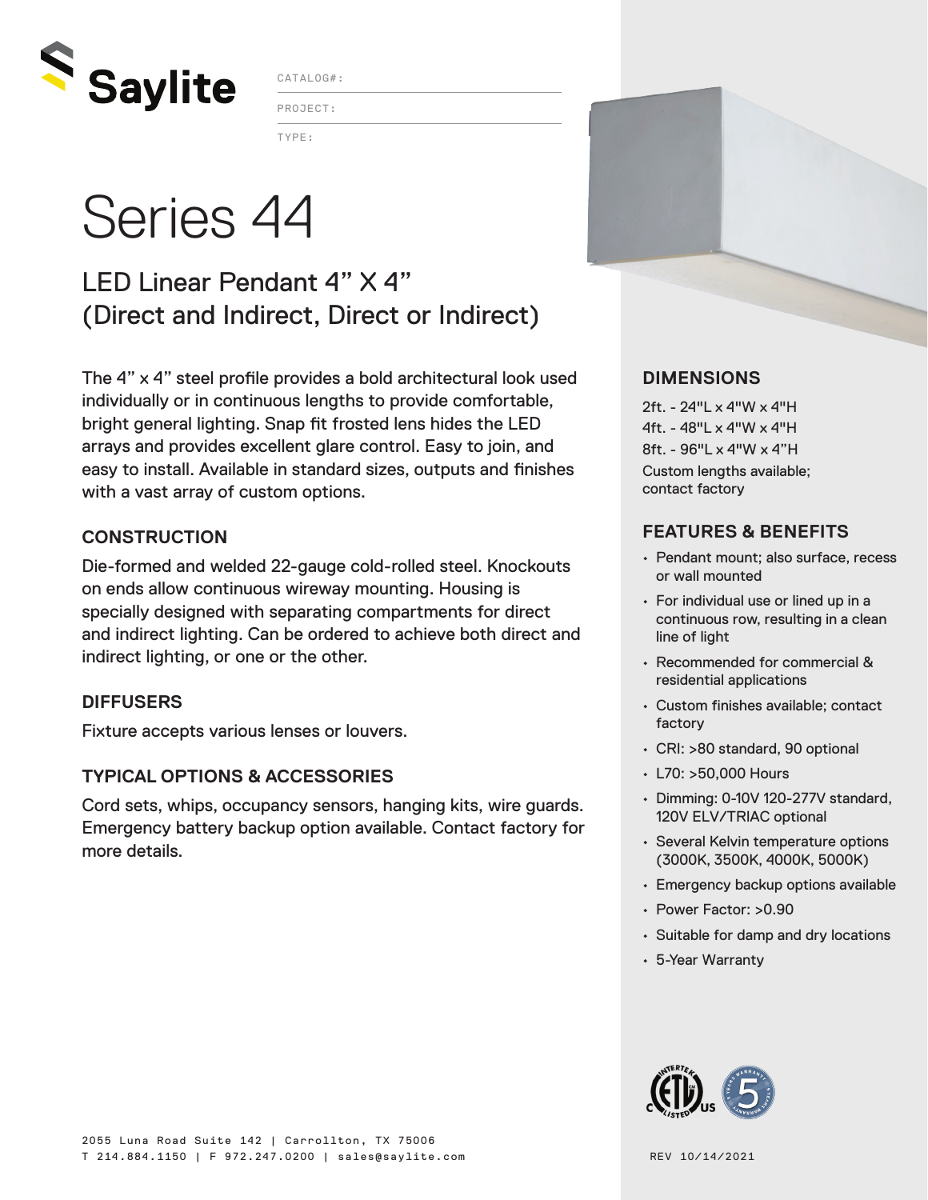Saylite

CATALOG#:

PROJECT:

TYPE:

# Series 44

## LED Linear Pendant 4" X 4" (Direct and Indirect, Direct or Indirect)

The 4" x 4" steel profile provides a bold architectural look used individually or in continuous lengths to provide comfortable, bright general lighting. Snap fit frosted lens hides the LED arrays and provides excellent glare control. Easy to join, and easy to install. Available in standard sizes, outputs and finishes with a vast array of custom options.

### CONSTRUCTION

Die-formed and welded 22-gauge cold-rolled steel. Knockouts on ends allow continuous wireway mounting. Housing is specially designed with separating compartments for direct and indirect lighting. Can be ordered to achieve both direct and indirect lighting, or one or the other.

### DIFFUSERS

Fixture accepts various lenses or louvers.

### TYPICAL OPTIONS & ACCESSORIES

Cord sets, whips, occupancy sensors, hanging kits, wire guards. Emergency battery backup option available. Contact factory for more details.

### DIMENSIONS

2ft. - 24"L x 4"W x 4"H
4ft. - 48"L x 4"W x 4"H
8ft. - 96"L x 4"W x 4"H
Custom lengths available; contact factory

### FEATURES & BENEFITS

- Pendant mount; also surface, recess or wall mounted
- For individual use or lined up in a continuous row, resulting in a clean line of light
- Recommended for commercial & residential applications
- Custom finishes available; contact factory
- CRI: >80 standard, 90 optional
- L70: >50,000 Hours
- Dimming: 0-10V 120-277V standard, 120V ELV/TRIAC optional
- Several Kelvin temperature options (3000K, 3500K, 4000K, 5000K)
- Emergency backup options available
- Power Factor: >0.90
- Suitable for damp and dry locations
- 5-Year Warranty

2055 Luna Road Suite 142 | Carrollton, TX 75006
T 214.884.1150 | F 972.247.0200 | sales@saylite.com

REV 10/14/2021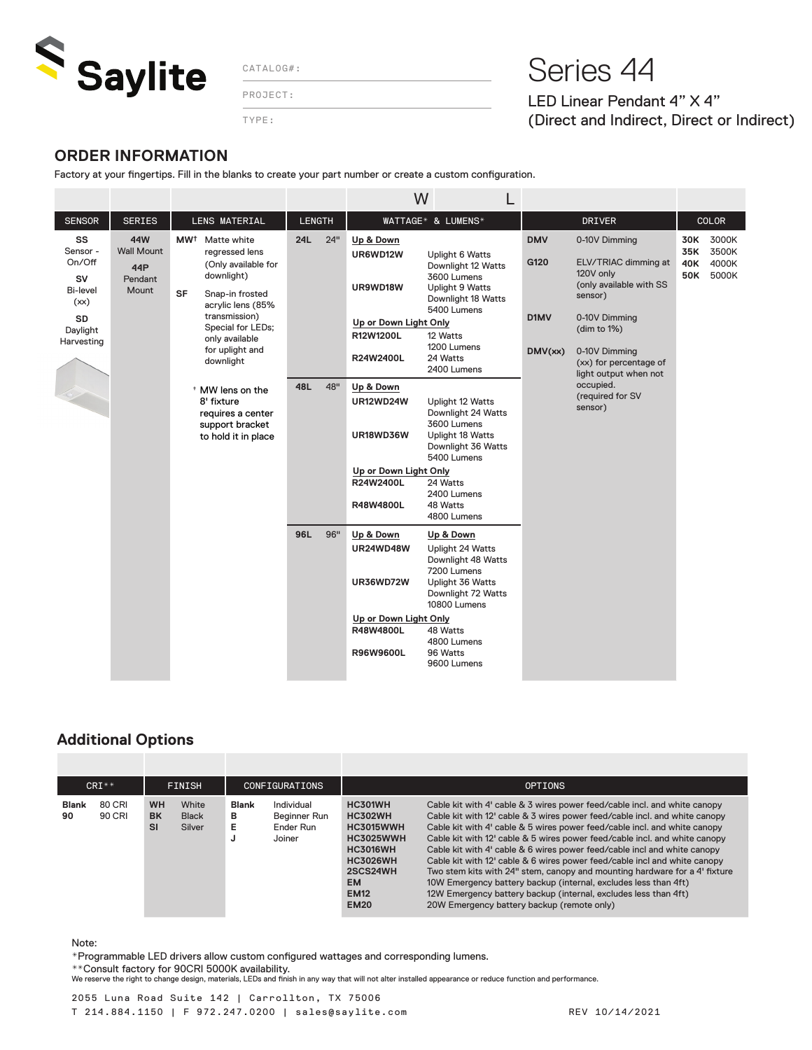# Saylite

CATALOG#:

PROJECT:

TYPE:

# Series 44

LED Linear Pendant 4" X 4"
(Direct and Indirect, Direct or Indirect)

## ORDER INFORMATION

Factory at your fingertips. Fill in the blanks to create your part number or create a custom configuration.

| | | | | W L | | |
|---|---|---|---|---|---|---|
| SENSOR | SERIES | LENS MATERIAL | LENGTH | WATTAGE* & LUMENS* | DRIVER | COLOR |
| **SS** Sensor - On/Off<br>**SV** Bi-level (xx)<br>**SD** Daylight Harvesting | **44W** Wall Mount<br>**44P** Pendant Mount | **MW†** Matte white regressed lens (Only available for downlight)<br>**SF** Snap-in frosted acrylic lens (85% transmission) Special for LEDs; only available for uplight and downlight<br>† MW lens on the 8' fixture requires a center support bracket to hold it in place | **24L** 24" | **Up & Down**<br>**UR6WD12W** Uplight 6 Watts, Downlight 12 Watts, 3600 Lumens<br>**UR9WD18W** Uplight 9 Watts, Downlight 18 Watts, 5400 Lumens<br>**Up or Down Light Only**<br>**R12W1200L** 12 Watts, 1200 Lumens<br>**R24W2400L** 24 Watts, 2400 Lumens | **DMV** 0-10V Dimming<br>**G120** ELV/TRIAC dimming at 120V only (only available with SS sensor)<br>**D1MV** 0-10V Dimming (dim to 1%)<br>**DMV(xx)** 0-10V Dimming (xx) for percentage of light output when not occupied. (required for SV sensor) | **30K** 3000K<br>**35K** 3500K<br>**40K** 4000K<br>**50K** 5000K |
| | | | **48L** 48" | **Up & Down**<br>**UR12WD24W** Uplight 12 Watts, Downlight 24 Watts, 3600 Lumens<br>**UR18WD36W** Uplight 18 Watts, Downlight 36 Watts, 5400 Lumens<br>**Up or Down Light Only**<br>**R24W2400L** 24 Watts, 2400 Lumens<br>**R48W4800L** 48 Watts, 4800 Lumens | | |
| | | | **96L** 96" | **Up & Down**<br>**UR24WD48W** Uplight 24 Watts, Downlight 48 Watts, 7200 Lumens<br>**UR36WD72W** Uplight 36 Watts, Downlight 72 Watts, 10800 Lumens<br>**Up or Down Light Only**<br>**R48W4800L** 48 Watts, 4800 Lumens<br>**R96W9600L** 96 Watts, 9600 Lumens | | |

## Additional Options

| CRI** | FINISH | CONFIGURATIONS | OPTIONS |
|---|---|---|---|
| **Blank** 80 CRI<br>**90** 90 CRI | **WH** White<br>**BK** Black<br>**SI** Silver | **Blank** Individual<br>**B** Beginner Run<br>**E** Ender Run<br>**J** Joiner | **HC301WH** Cable kit with 4' cable & 3 wires power feed/cable incl. and white canopy<br>**HC302WH** Cable kit with 12' cable & 3 wires power feed/cable incl. and white canopy<br>**HC3015WWH** Cable kit with 4' cable & 5 wires power feed/cable incl. and white canopy<br>**HC3025WWH** Cable kit with 12' cable & 5 wires power feed/cable incl. and white canopy<br>**HC3016WH** Cable kit with 4' cable & 6 wires power feed/cable incl and white canopy<br>**HC3026WH** Cable kit with 12' cable & 6 wires power feed/cable incl and white canopy<br>**2SCS24WH** Two stem kits with 24" stem, canopy and mounting hardware for a 4' fixture<br>**EM** 10W Emergency battery backup (internal, excludes less than 4ft)<br>**EM12** 12W Emergency battery backup (internal, excludes less than 4ft)<br>**EM20** 20W Emergency battery backup (remote only) |

Note:
*Programmable LED drivers allow custom configured wattages and corresponding lumens.
**Consult factory for 90CRI 5000K availability.
We reserve the right to change design, materials, LEDs and finish in any way that will not alter installed appearance or reduce function and performance.

2055 Luna Road Suite 142 | Carrollton, TX 75006
T 214.884.1150 | F 972.247.0200 | sales@saylite.com

REV 10/14/2021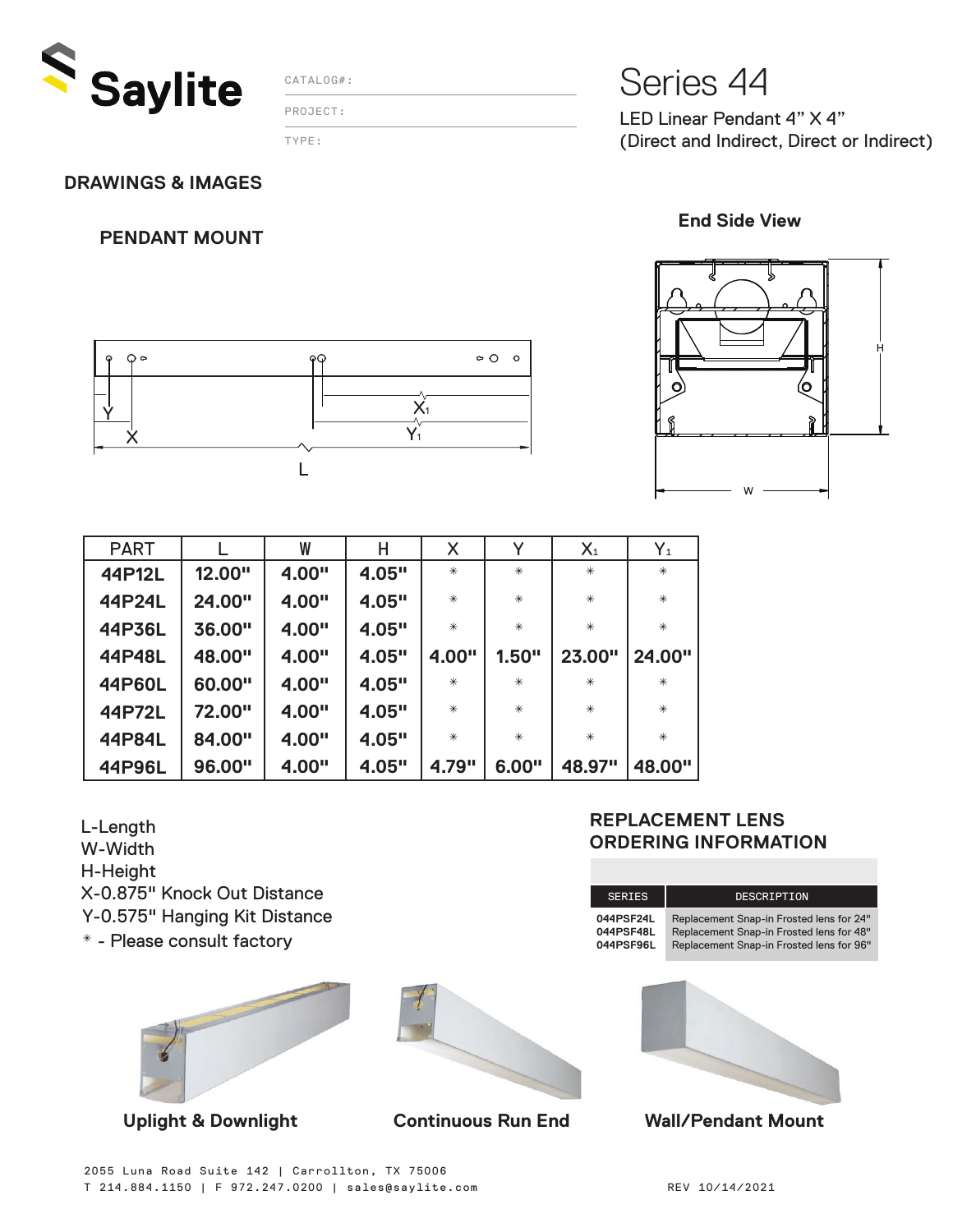# Saylite

CATALOG#:

PROJECT:

TYPE:

# Series 44

LED Linear Pendant 4" X 4"
(Direct and Indirect, Direct or Indirect)

## DRAWINGS & IMAGES

### PENDANT MOUNT

Y
X
$X_1$
$Y_1$
L

### End Side View

H
W

| PART | L | W | H | X | Y | $X_1$ | $Y_1$ |
|---|---|---|---|---|---|---|---|
| 44P12L | 12.00" | 4.00" | 4.05" | * | * | * | * |
| 44P24L | 24.00" | 4.00" | 4.05" | * | * | * | * |
| 44P36L | 36.00" | 4.00" | 4.05" | * | * | * | * |
| 44P48L | 48.00" | 4.00" | 4.05" | 4.00" | 1.50" | 23.00" | 24.00" |
| 44P60L | 60.00" | 4.00" | 4.05" | * | * | * | * |
| 44P72L | 72.00" | 4.00" | 4.05" | * | * | * | * |
| 44P84L | 84.00" | 4.00" | 4.05" | * | * | * | * |
| 44P96L | 96.00" | 4.00" | 4.05" | 4.79" | 6.00" | 48.97" | 48.00" |

L-Length
W-Width
H-Height
X-0.875" Knock Out Distance
Y-0.575" Hanging Kit Distance
* - Please consult factory

## REPLACEMENT LENS ORDERING INFORMATION

| SERIES | DESCRIPTION |
|---|---|
| 044PSF24L | Replacement Snap-in Frosted lens for 24" |
| 044PSF48L | Replacement Snap-in Frosted lens for 48" |
| 044PSF96L | Replacement Snap-in Frosted lens for 96" |

Uplight & Downlight

Continuous Run End

Wall/Pendant Mount

2055 Luna Road Suite 142 | Carrollton, TX 75006
T 214.884.1150 | F 972.247.0200 | sales@saylite.com

REV 10/14/2021